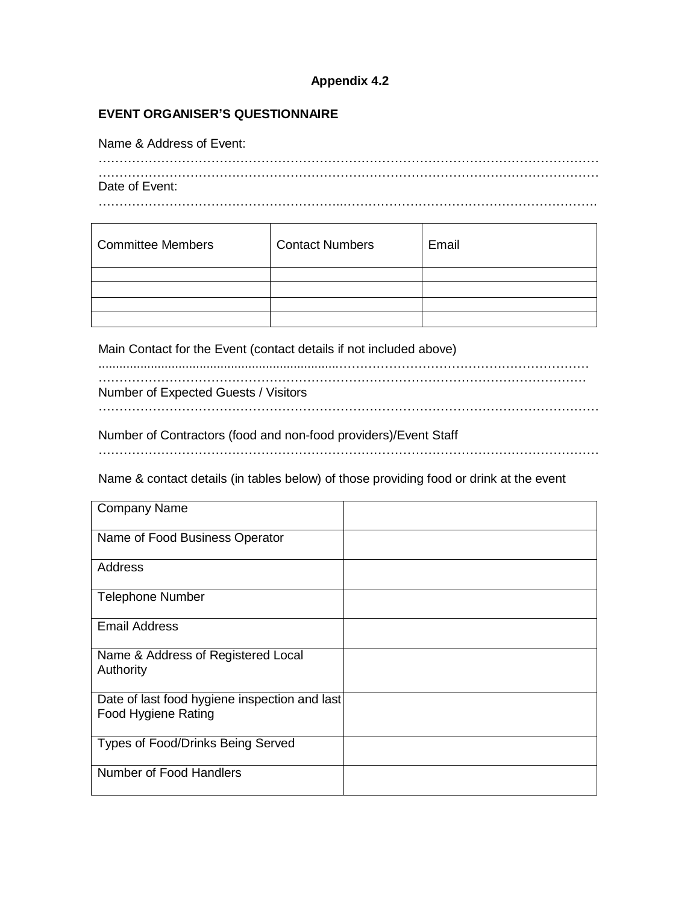**Appendix 4.2**

**EVENT ORGANISER'S QUESTIONNAIRE**

Name & Address of Event:

……………………………………………………………………………………………………………
……………………………………………………………………………………………………………

Date of Event:

……………………………………………………………………………………………………………

| Committee Members | Contact Numbers | Email |
|---|---|---|
| | | |
| | | |
| | | |
| | | |

Main Contact for the Event (contact details if not included above)

……………………………………………………………………………………………………………
……………………………………………………………………………………………………………

Number of Expected Guests / Visitors

……………………………………………………………………………………………………………

Number of Contractors (food and non-food providers)/Event Staff

……………………………………………………………………………………………………………

Name & contact details (in tables below) of those providing food or drink at the event

| | |
|---|---|
| Company Name | |
| Name of Food Business Operator | |
| Address | |
| Telephone Number | |
| Email Address | |
| Name & Address of Registered Local Authority | |
| Date of last food hygiene inspection and last Food Hygiene Rating | |
| Types of Food/Drinks Being Served | |
| Number of Food Handlers | |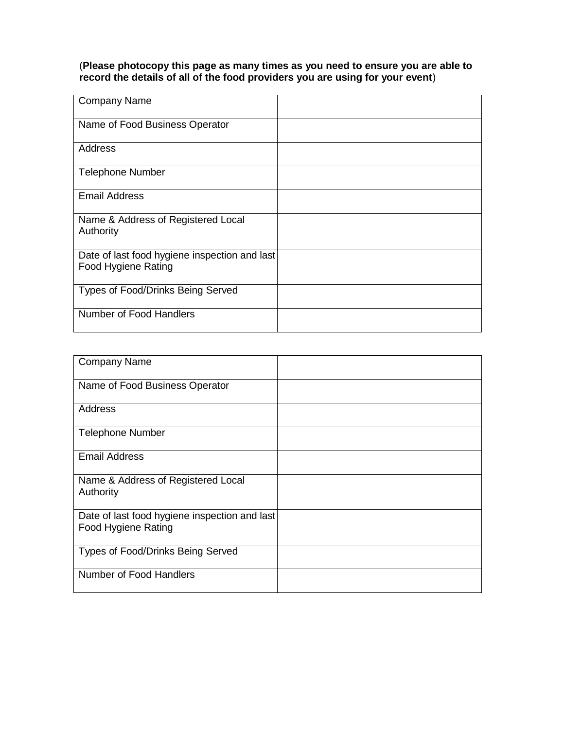(**Please photocopy this page as many times as you need to ensure you are able to record the details of all of the food providers you are using for your event**)

| | |
|---|---|
| Company Name | |
| Name of Food Business Operator | |
| Address | |
| Telephone Number | |
| Email Address | |
| Name & Address of Registered Local Authority | |
| Date of last food hygiene inspection and last Food Hygiene Rating | |
| Types of Food/Drinks Being Served | |
| Number of Food Handlers | |

| | |
|---|---|
| Company Name | |
| Name of Food Business Operator | |
| Address | |
| Telephone Number | |
| Email Address | |
| Name & Address of Registered Local Authority | |
| Date of last food hygiene inspection and last Food Hygiene Rating | |
| Types of Food/Drinks Being Served | |
| Number of Food Handlers | |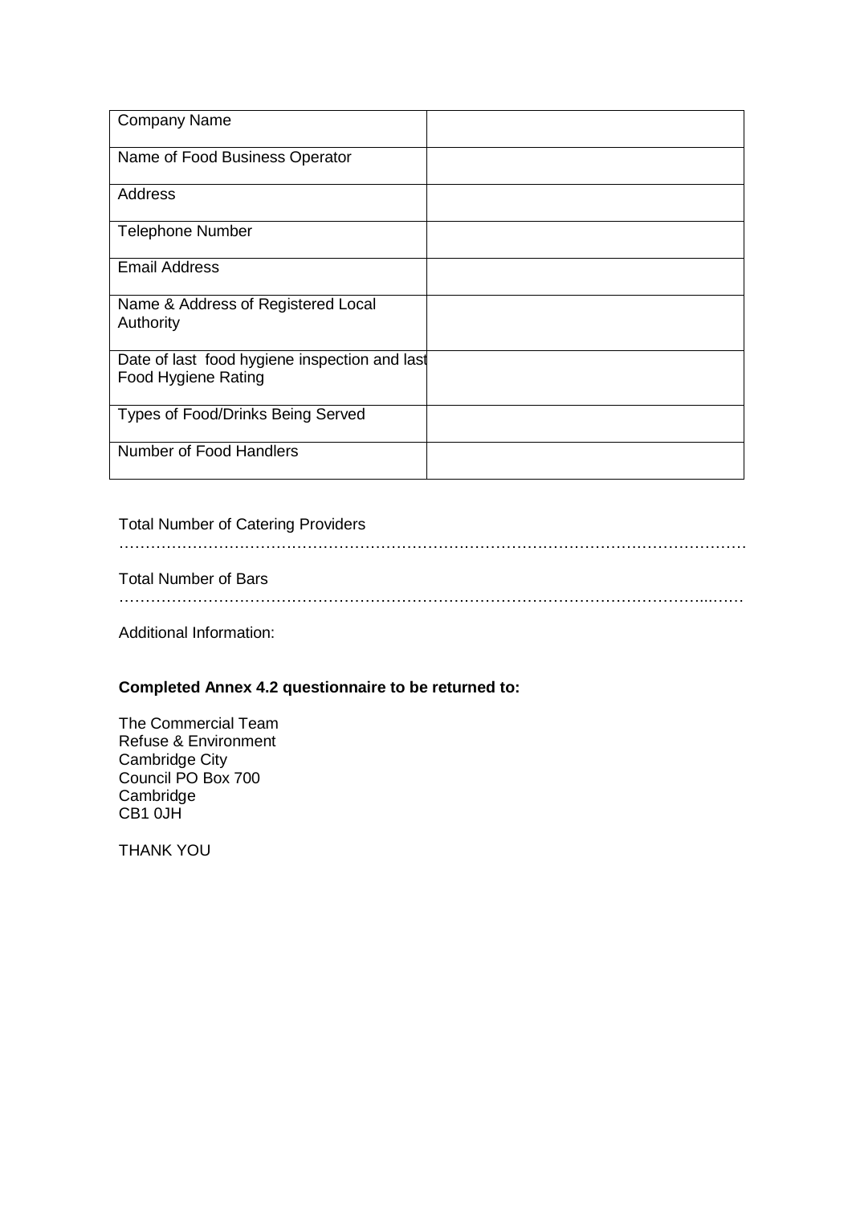| | |
|---|---|
| Company Name | |
| Name of Food Business Operator | |
| Address | |
| Telephone Number | |
| Email Address | |
| Name & Address of Registered Local Authority | |
| Date of last food hygiene inspection and last Food Hygiene Rating | |
| Types of Food/Drinks Being Served | |
| Number of Food Handlers | |

Total Number of Catering Providers
……………………………………………………………………………………………………………

Total Number of Bars
……………………………………………………………………………………………………………

Additional Information:

**Completed Annex 4.2 questionnaire to be returned to:**

The Commercial Team
Refuse & Environment
Cambridge City
Council PO Box 700
Cambridge
CB1 0JH

THANK YOU